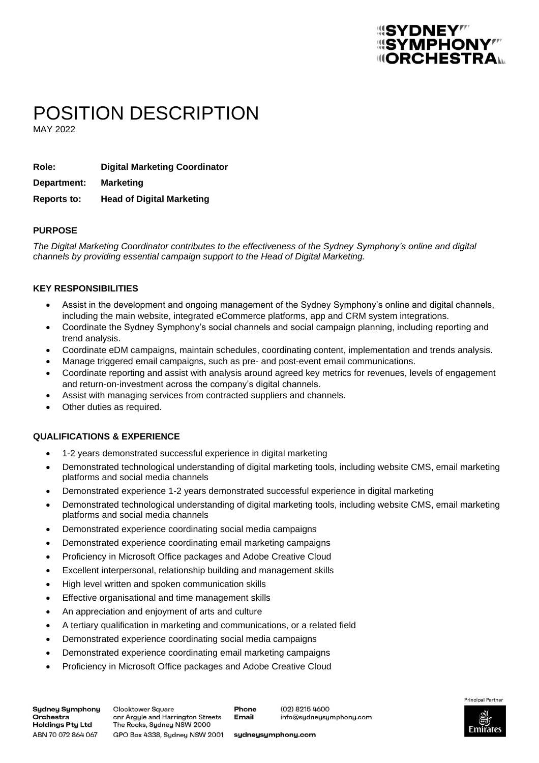# POSITION DESCRIPTION

MAY 2022

**Role:** **Digital Marketing Coordinator**

**Department:** **Marketing**

**Reports to:** **Head of Digital Marketing**

## PURPOSE

*The Digital Marketing Coordinator contributes to the effectiveness of the Sydney Symphony's online and digital channels by providing essential campaign support to the Head of Digital Marketing.*

## KEY RESPONSIBILITIES

- Assist in the development and ongoing management of the Sydney Symphony's online and digital channels, including the main website, integrated eCommerce platforms, app and CRM system integrations.
- Coordinate the Sydney Symphony's social channels and social campaign planning, including reporting and trend analysis.
- Coordinate eDM campaigns, maintain schedules, coordinating content, implementation and trends analysis.
- Manage triggered email campaigns, such as pre- and post-event email communications.
- Coordinate reporting and assist with analysis around agreed key metrics for revenues, levels of engagement and return-on-investment across the company's digital channels.
- Assist with managing services from contracted suppliers and channels.
- Other duties as required.

## QUALIFICATIONS & EXPERIENCE

- 1-2 years demonstrated successful experience in digital marketing
- Demonstrated technological understanding of digital marketing tools, including website CMS, email marketing platforms and social media channels
- Demonstrated experience 1-2 years demonstrated successful experience in digital marketing
- Demonstrated technological understanding of digital marketing tools, including website CMS, email marketing platforms and social media channels
- Demonstrated experience coordinating social media campaigns
- Demonstrated experience coordinating email marketing campaigns
- Proficiency in Microsoft Office packages and Adobe Creative Cloud
- Excellent interpersonal, relationship building and management skills
- High level written and spoken communication skills
- Effective organisational and time management skills
- An appreciation and enjoyment of arts and culture
- A tertiary qualification in marketing and communications, or a related field
- Demonstrated experience coordinating social media campaigns
- Demonstrated experience coordinating email marketing campaigns
- Proficiency in Microsoft Office packages and Adobe Creative Cloud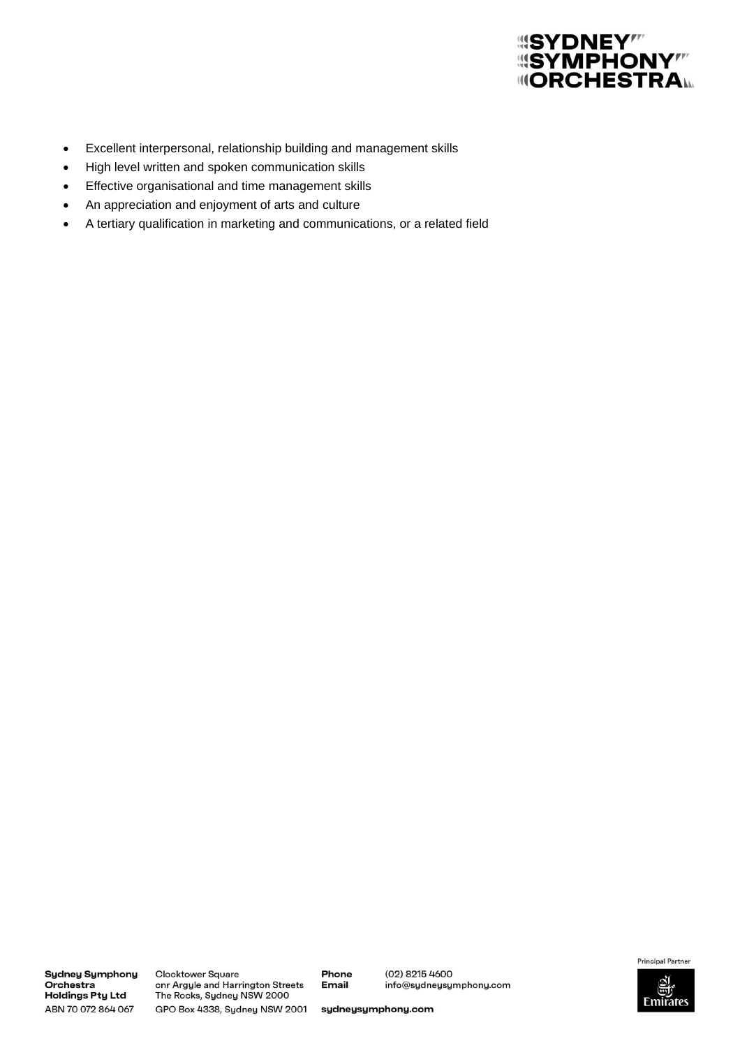- Excellent interpersonal, relationship building and management skills
- High level written and spoken communication skills
- Effective organisational and time management skills
- An appreciation and enjoyment of arts and culture
- A tertiary qualification in marketing and communications, or a related field